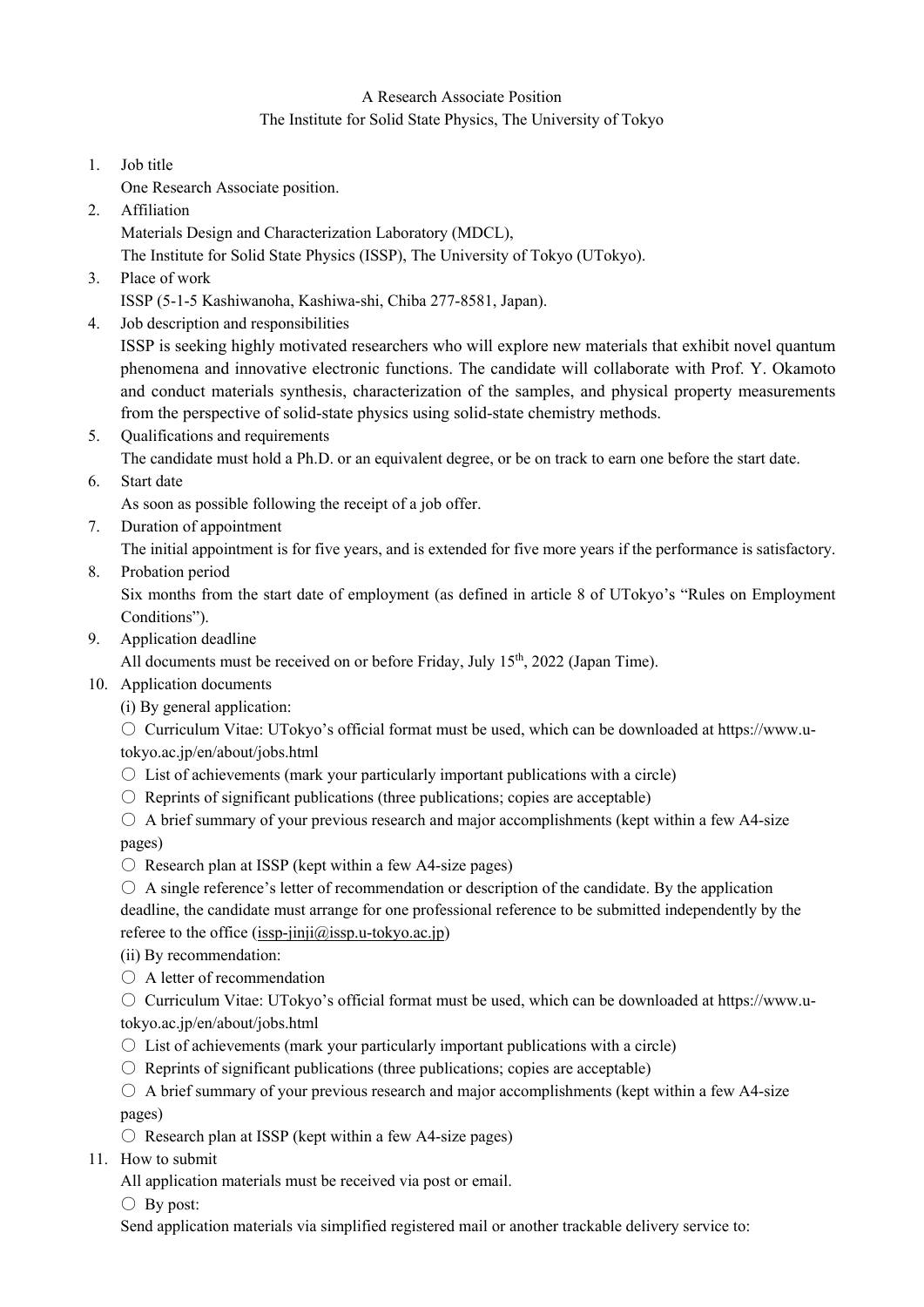A Research Associate Position

The Institute for Solid State Physics, The University of Tokyo

1. Job title

   One Research Associate position.

2. Affiliation

   Materials Design and Characterization Laboratory (MDCL),

   The Institute for Solid State Physics (ISSP), The University of Tokyo (UTokyo).

3. Place of work

   ISSP (5-1-5 Kashiwanoha, Kashiwa-shi, Chiba 277-8581, Japan).

4. Job description and responsibilities

   ISSP is seeking highly motivated researchers who will explore new materials that exhibit novel quantum phenomena and innovative electronic functions. The candidate will collaborate with Prof. Y. Okamoto and conduct materials synthesis, characterization of the samples, and physical property measurements from the perspective of solid-state physics using solid-state chemistry methods.

5. Qualifications and requirements

   The candidate must hold a Ph.D. or an equivalent degree, or be on track to earn one before the start date.

6. Start date

   As soon as possible following the receipt of a job offer.

7. Duration of appointment

   The initial appointment is for five years, and is extended for five more years if the performance is satisfactory.

8. Probation period

   Six months from the start date of employment (as defined in article 8 of UTokyo's "Rules on Employment Conditions").

9. Application deadline

   All documents must be received on or before Friday, July 15th, 2022 (Japan Time).

10. Application documents

    (i) By general application:

    ○ Curriculum Vitae: UTokyo's official format must be used, which can be downloaded at https://www.u-tokyo.ac.jp/en/about/jobs.html

    ○ List of achievements (mark your particularly important publications with a circle)

    ○ Reprints of significant publications (three publications; copies are acceptable)

    ○ A brief summary of your previous research and major accomplishments (kept within a few A4-size pages)

    ○ Research plan at ISSP (kept within a few A4-size pages)

    ○ A single reference's letter of recommendation or description of the candidate. By the application deadline, the candidate must arrange for one professional reference to be submitted independently by the referee to the office (issp-jinji@issp.u-tokyo.ac.jp)

    (ii) By recommendation:

    ○ A letter of recommendation

    ○ Curriculum Vitae: UTokyo's official format must be used, which can be downloaded at https://www.u-tokyo.ac.jp/en/about/jobs.html

    ○ List of achievements (mark your particularly important publications with a circle)

    ○ Reprints of significant publications (three publications; copies are acceptable)

    ○ A brief summary of your previous research and major accomplishments (kept within a few A4-size pages)

    ○ Research plan at ISSP (kept within a few A4-size pages)

11. How to submit

    All application materials must be received via post or email.

    ○ By post:

    Send application materials via simplified registered mail or another trackable delivery service to: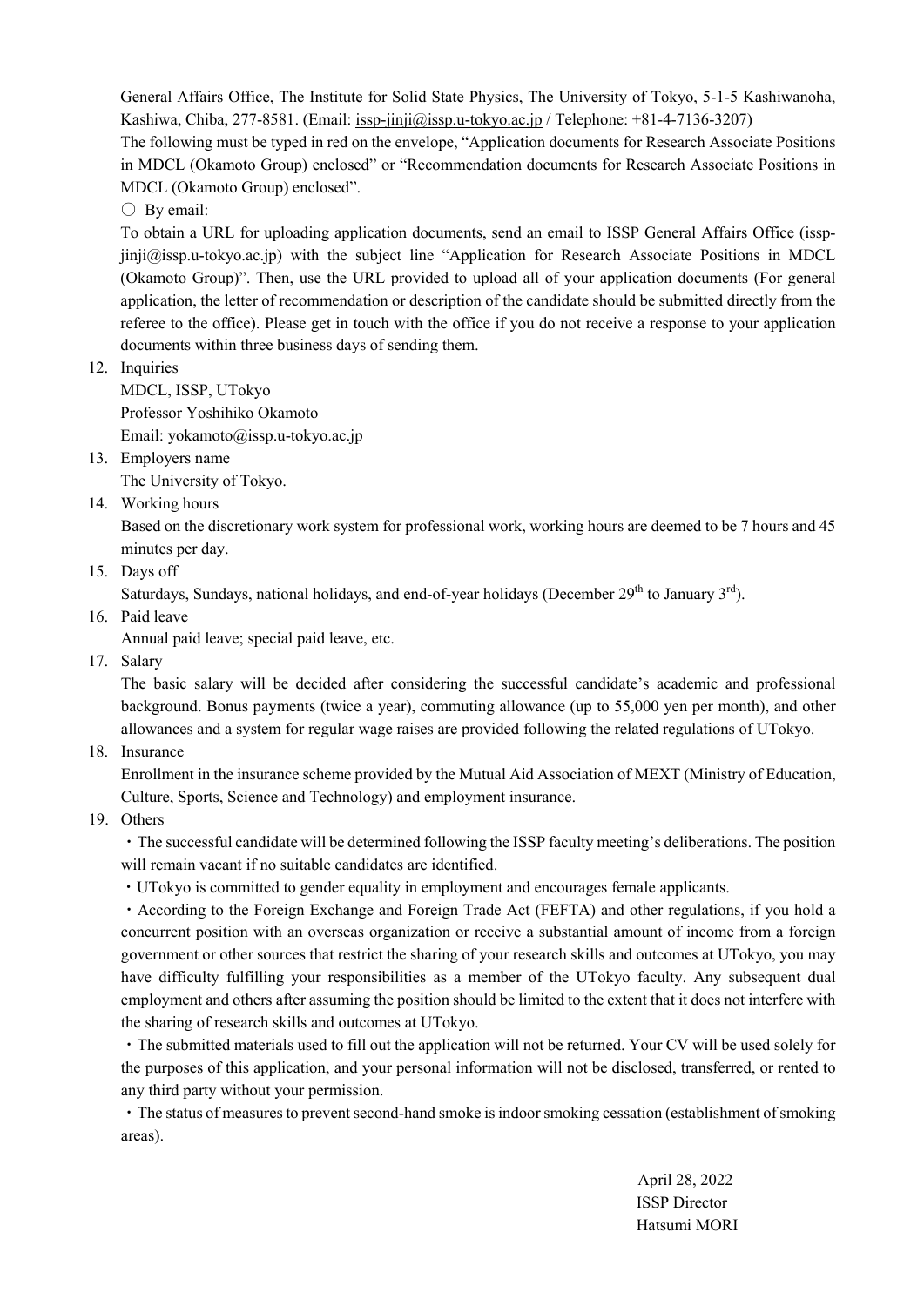General Affairs Office, The Institute for Solid State Physics, The University of Tokyo, 5-1-5 Kashiwanoha, Kashiwa, Chiba, 277-8581. (Email: issp-jinji@issp.u-tokyo.ac.jp / Telephone: +81-4-7136-3207)

The following must be typed in red on the envelope, "Application documents for Research Associate Positions in MDCL (Okamoto Group) enclosed" or "Recommendation documents for Research Associate Positions in MDCL (Okamoto Group) enclosed".

〇 By email:

To obtain a URL for uploading application documents, send an email to ISSP General Affairs Office (issp-jinji@issp.u-tokyo.ac.jp) with the subject line "Application for Research Associate Positions in MDCL (Okamoto Group)". Then, use the URL provided to upload all of your application documents (For general application, the letter of recommendation or description of the candidate should be submitted directly from the referee to the office). Please get in touch with the office if you do not receive a response to your application documents within three business days of sending them.

12. Inquiries

    MDCL, ISSP, UTokyo

    Professor Yoshihiko Okamoto

    Email: yokamoto@issp.u-tokyo.ac.jp

13. Employers name

    The University of Tokyo.

14. Working hours

    Based on the discretionary work system for professional work, working hours are deemed to be 7 hours and 45 minutes per day.

15. Days off

    Saturdays, Sundays, national holidays, and end-of-year holidays (December 29th to January 3rd).

16. Paid leave

    Annual paid leave; special paid leave, etc.

17. Salary

    The basic salary will be decided after considering the successful candidate's academic and professional background. Bonus payments (twice a year), commuting allowance (up to 55,000 yen per month), and other allowances and a system for regular wage raises are provided following the related regulations of UTokyo.

18. Insurance

    Enrollment in the insurance scheme provided by the Mutual Aid Association of MEXT (Ministry of Education, Culture, Sports, Science and Technology) and employment insurance.

19. Others

    ・The successful candidate will be determined following the ISSP faculty meeting's deliberations. The position will remain vacant if no suitable candidates are identified.

    ・UTokyo is committed to gender equality in employment and encourages female applicants.

    ・According to the Foreign Exchange and Foreign Trade Act (FEFTA) and other regulations, if you hold a concurrent position with an overseas organization or receive a substantial amount of income from a foreign government or other sources that restrict the sharing of your research skills and outcomes at UTokyo, you may have difficulty fulfilling your responsibilities as a member of the UTokyo faculty. Any subsequent dual employment and others after assuming the position should be limited to the extent that it does not interfere with the sharing of research skills and outcomes at UTokyo.

    ・The submitted materials used to fill out the application will not be returned. Your CV will be used solely for the purposes of this application, and your personal information will not be disclosed, transferred, or rented to any third party without your permission.

    ・The status of measures to prevent second-hand smoke is indoor smoking cessation (establishment of smoking areas).

April 28, 2022

ISSP Director

Hatsumi MORI